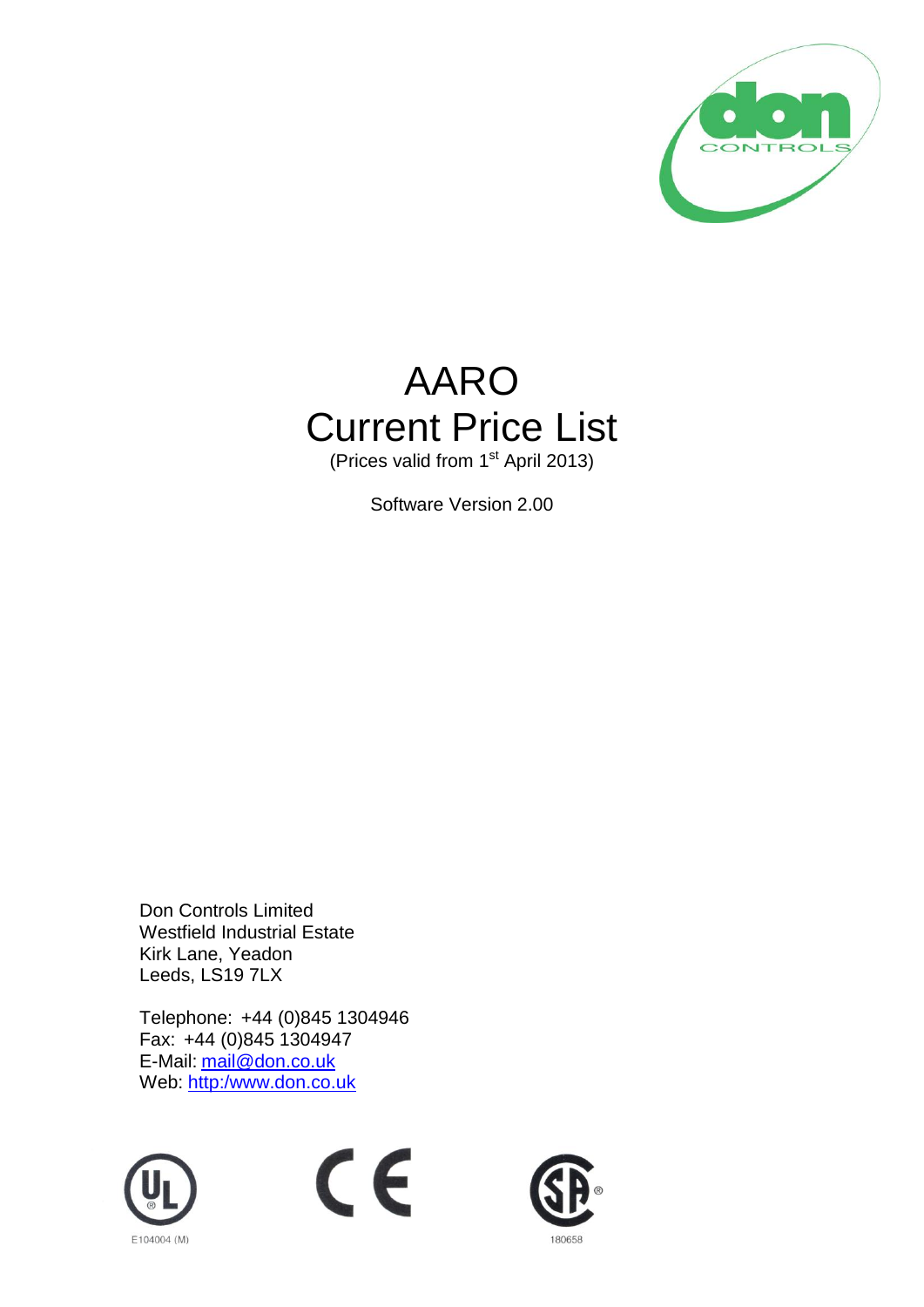# AARO
# Current Price List

(Prices valid from 1st April 2013)

Software Version 2.00

Don Controls Limited
Westfield Industrial Estate
Kirk Lane, Yeadon
Leeds, LS19 7LX

Telephone: +44 (0)845 1304946
Fax: +44 (0)845 1304947
E-Mail: mail@don.co.uk
Web: http:/www.don.co.uk

E104004 (M)

180658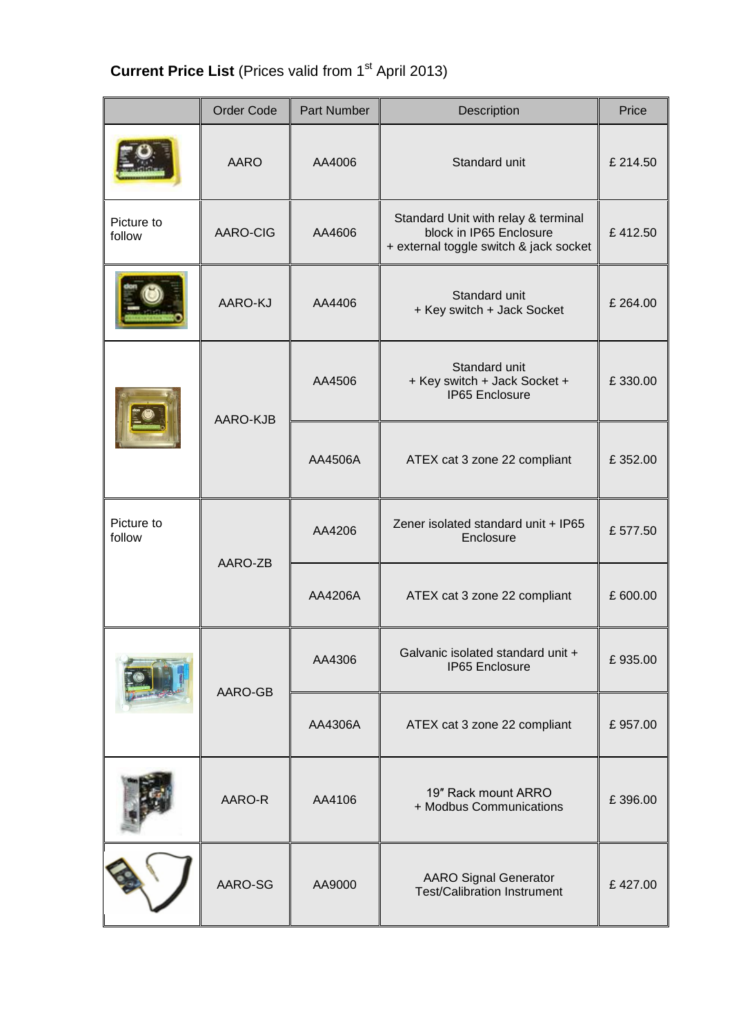**Current Price List** (Prices valid from 1st April 2013)

| | Order Code | Part Number | Description | Price |
|---|---|---|---|---|
| | AARO | AA4006 | Standard unit | £ 214.50 |
| Picture to follow | AARO-CIG | AA4606 | Standard Unit with relay & terminal block in IP65 Enclosure + external toggle switch & jack socket | £ 412.50 |
| | AARO-KJ | AA4406 | Standard unit + Key switch + Jack Socket | £ 264.00 |
| | AARO-KJB | AA4506 | Standard unit + Key switch + Jack Socket + IP65 Enclosure | £ 330.00 |
| | | AA4506A | ATEX cat 3 zone 22 compliant | £ 352.00 |
| Picture to follow | AARO-ZB | AA4206 | Zener isolated standard unit + IP65 Enclosure | £ 577.50 |
| | | AA4206A | ATEX cat 3 zone 22 compliant | £ 600.00 |
| | AARO-GB | AA4306 | Galvanic isolated standard unit + IP65 Enclosure | £ 935.00 |
| | | AA4306A | ATEX cat 3 zone 22 compliant | £ 957.00 |
| | AARO-R | AA4106 | 19″ Rack mount ARRO + Modbus Communications | £ 396.00 |
| | AARO-SG | AA9000 | AARO Signal Generator Test/Calibration Instrument | £ 427.00 |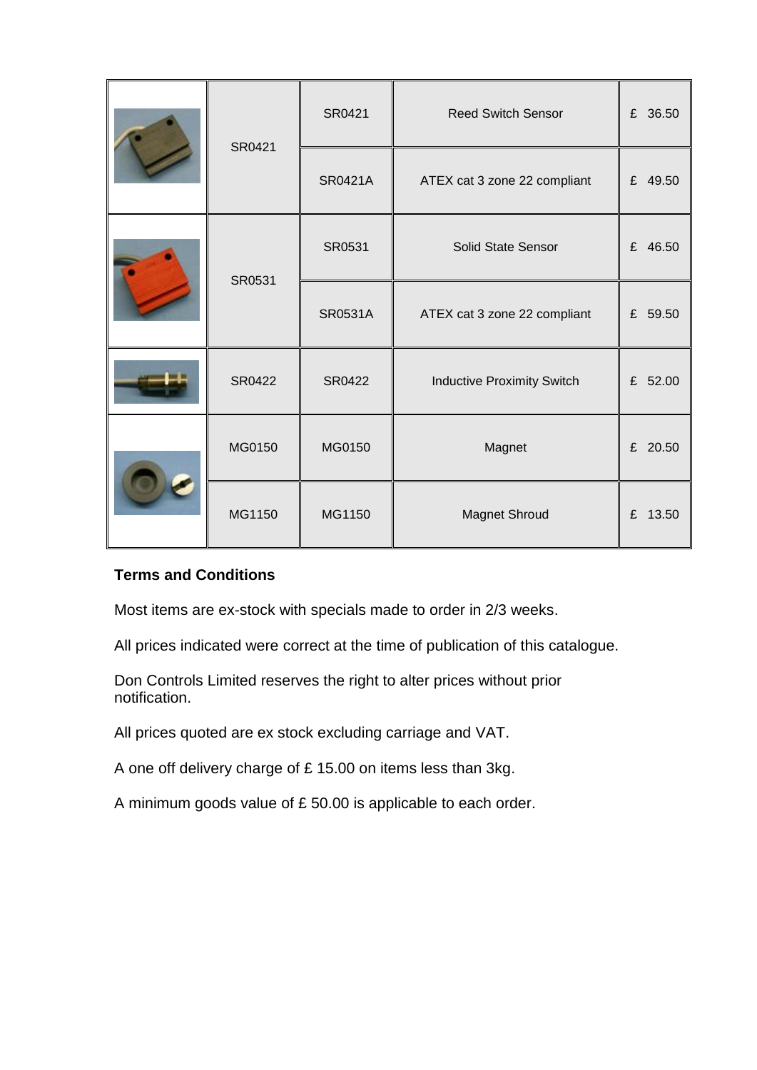| | | | | |
|---|---|---|---|---|
| | SR0421 | SR0421 | Reed Switch Sensor | £ 36.50 |
| | | SR0421A | ATEX cat 3 zone 22 compliant | £ 49.50 |
| | SR0531 | SR0531 | Solid State Sensor | £ 46.50 |
| | | SR0531A | ATEX cat 3 zone 22 compliant | £ 59.50 |
| | SR0422 | SR0422 | Inductive Proximity Switch | £ 52.00 |
| | MG0150 | MG0150 | Magnet | £ 20.50 |
| | MG1150 | MG1150 | Magnet Shroud | £ 13.50 |

**Terms and Conditions**

Most items are ex-stock with specials made to order in 2/3 weeks.

All prices indicated were correct at the time of publication of this catalogue.

Don Controls Limited reserves the right to alter prices without prior notification.

All prices quoted are ex stock excluding carriage and VAT.

A one off delivery charge of £ 15.00 on items less than 3kg.

A minimum goods value of £ 50.00 is applicable to each order.